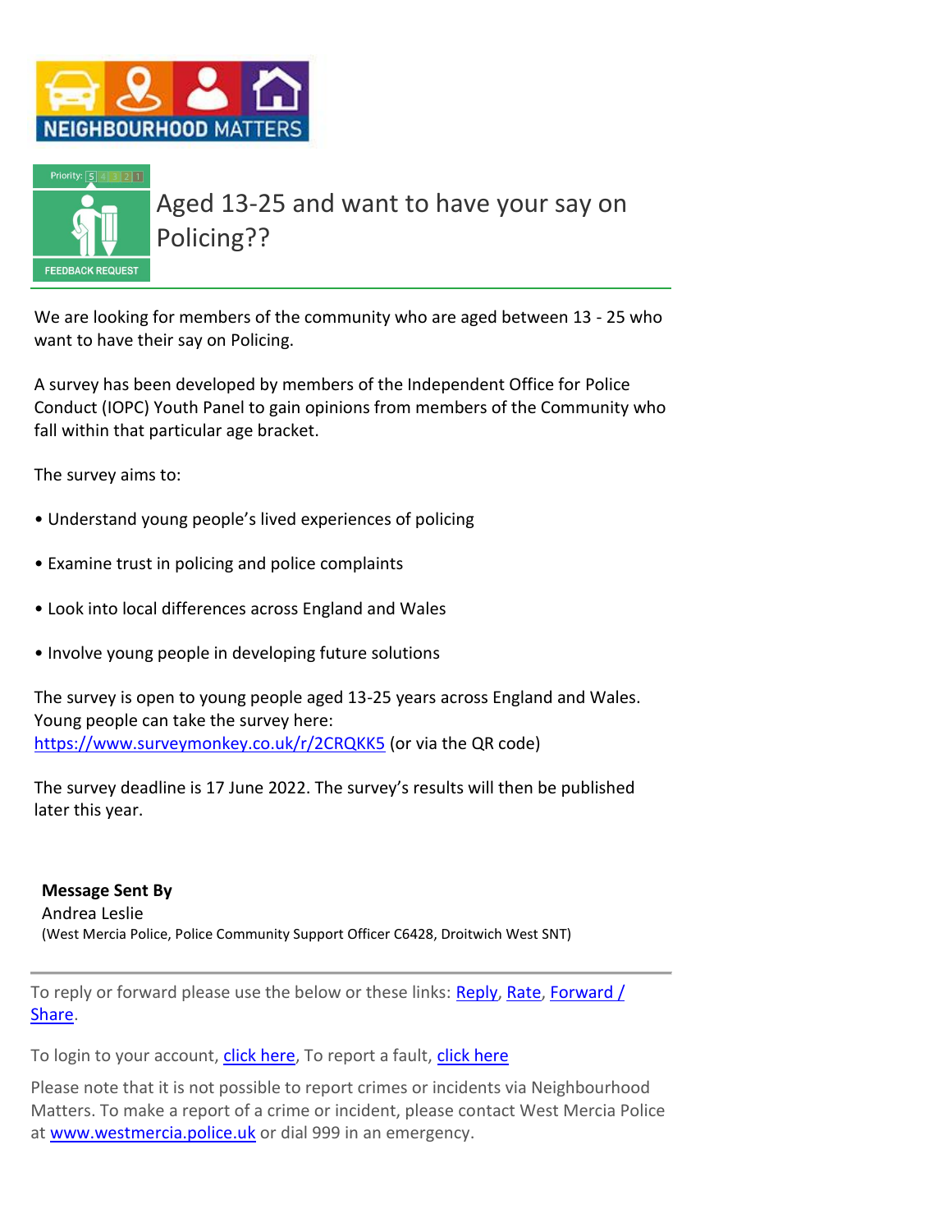NEIGHBOURHOOD MATTERS

Priority: 5 4 3 2 1

FEEDBACK REQUEST

# Aged 13-25 and want to have your say on Policing??

We are looking for members of the community who are aged between 13 - 25 who want to have their say on Policing.

A survey has been developed by members of the Independent Office for Police Conduct (IOPC) Youth Panel to gain opinions from members of the Community who fall within that particular age bracket.

The survey aims to:

- Understand young people's lived experiences of policing
- Examine trust in policing and police complaints
- Look into local differences across England and Wales
- Involve young people in developing future solutions

The survey is open to young people aged 13-25 years across England and Wales. Young people can take the survey here: https://www.surveymonkey.co.uk/r/2CRQKK5 (or via the QR code)

The survey deadline is 17 June 2022. The survey's results will then be published later this year.

**Message Sent By**
Andrea Leslie
(West Mercia Police, Police Community Support Officer C6428, Droitwich West SNT)

To reply or forward please use the below or these links: Reply, Rate, Forward / Share.

To login to your account, click here, To report a fault, click here

Please note that it is not possible to report crimes or incidents via Neighbourhood Matters. To make a report of a crime or incident, please contact West Mercia Police at www.westmercia.police.uk or dial 999 in an emergency.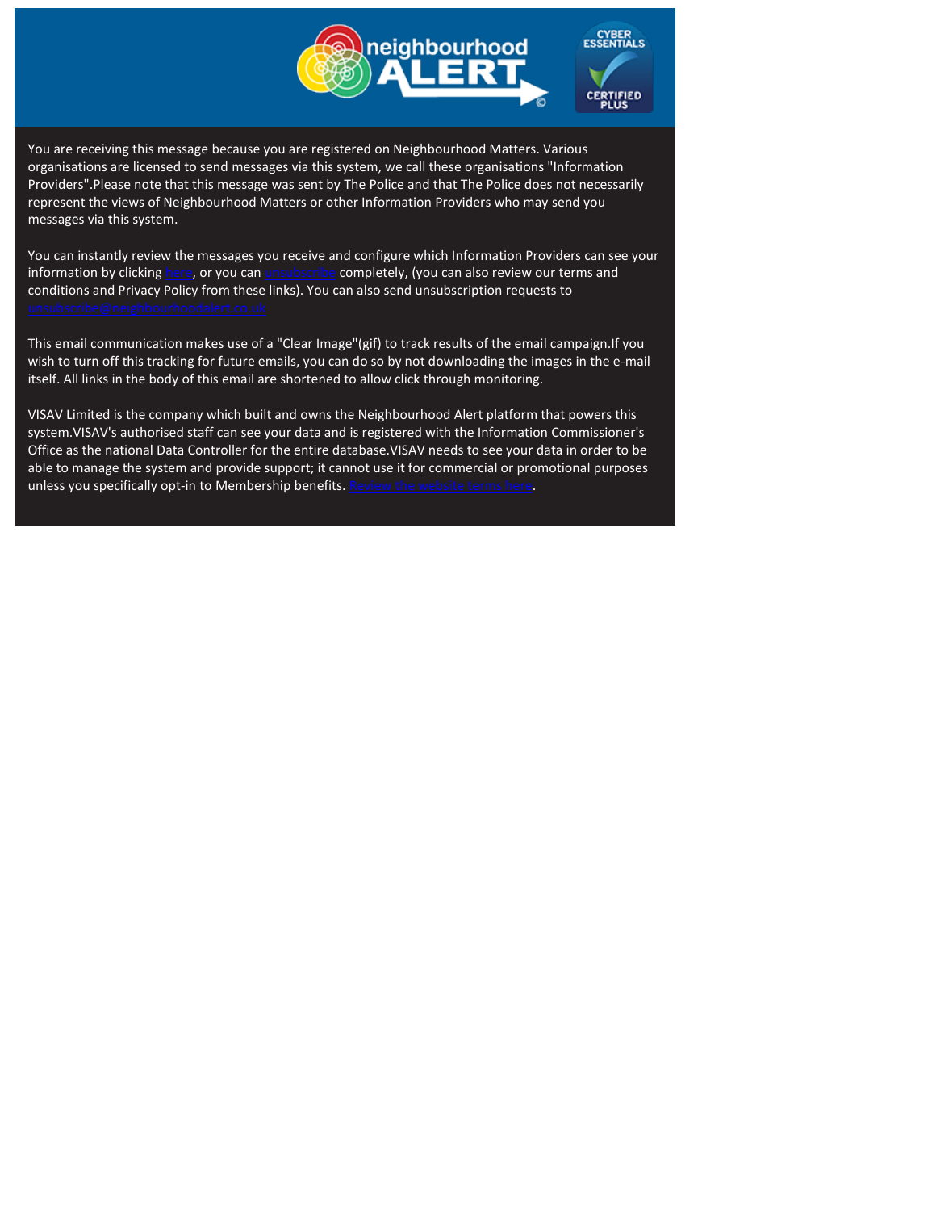You are receiving this message because you are registered on Neighbourhood Matters. Various organisations are licensed to send messages via this system, we call these organisations "Information Providers".Please note that this message was sent by The Police and that The Police does not necessarily represent the views of Neighbourhood Matters or other Information Providers who may send you messages via this system.

You can instantly review the messages you receive and configure which Information Providers can see your information by clicking here, or you can unsubscribe completely, (you can also review our terms and conditions and Privacy Policy from these links). You can also send unsubscription requests to unsubscribe@neighbourhoodalert.co.uk

This email communication makes use of a "Clear Image"(gif) to track results of the email campaign.If you wish to turn off this tracking for future emails, you can do so by not downloading the images in the e-mail itself. All links in the body of this email are shortened to allow click through monitoring.

VISAV Limited is the company which built and owns the Neighbourhood Alert platform that powers this system.VISAV's authorised staff can see your data and is registered with the Information Commissioner's Office as the national Data Controller for the entire database.VISAV needs to see your data in order to be able to manage the system and provide support; it cannot use it for commercial or promotional purposes unless you specifically opt-in to Membership benefits. Review the website terms here.